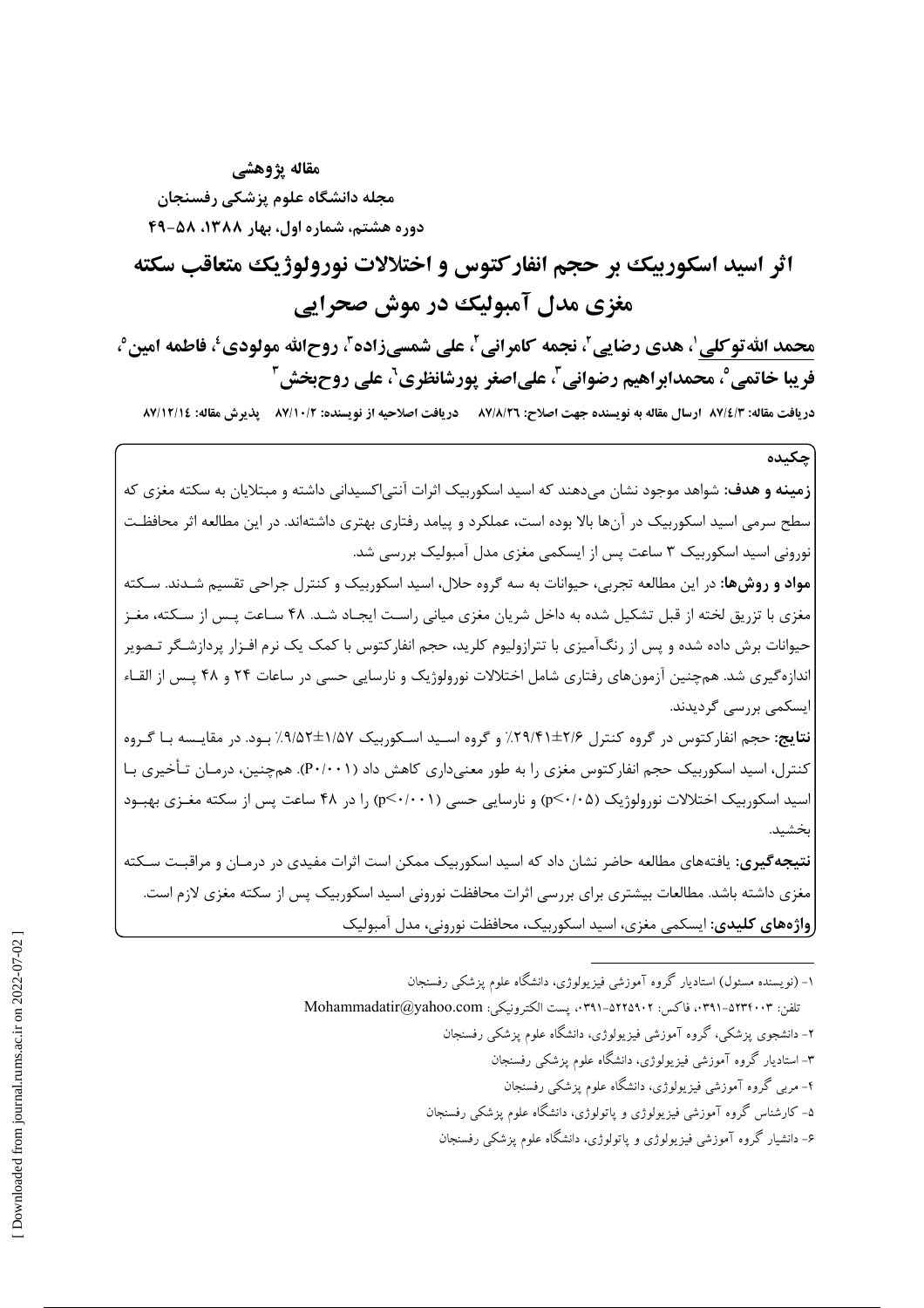**مقاله پژوهشی**

**مجله دانشگاه علوم پزشکی رفسنجان**

**دوره هشتم، شماره اول، بهار ۱۳۸۸، ۵۸-۴۹**

# اثر اسید اسکوربیک بر حجم انفارکتوس و اختلالات نورولوژیک متعاقب سکته مغزی مدل آمبولیک در موش صحرایی

**محمد الله‌توکلی[۱]، هدی رضایی[۲]، نجمه کامرانی[۲]، علی شمسی‌زاده[۳]، روح‌الله مولودی[۴]، فاطمه امین[۵]، فریبا خاتمی[۵]، محمدابراهیم رضوانی[۳]، علی‌اصغر پورشانظری[۶]، علی روح‌بخش[۳]**

دریافت مقاله: ۸۷/۴/۳ ارسال مقاله به نویسنده جهت اصلاح: ۸۷/۸/۲۶ دریافت اصلاحیه از نویسنده: ۸۷/۱۰/۲ پذیرش مقاله: ۸۷/۱۲/۱۴

## چکیده

**زمینه و هدف:** شواهد موجود نشان می‌دهند که اسید اسکوربیک اثرات آنتی‌اکسیدانی داشته و مبتلایان به سکته مغزی که سطح سرمی اسید اسکوربیک در آن‌ها بالا بوده است، عملکرد و پیامد رفتاری بهتری داشته‌اند. در این مطالعه اثر محافظت نورونی اسید اسکوربیک ۳ ساعت پس از ایسکمی مغزی مدل آمبولیک بررسی شد.

**مواد و روش‌ها:** در این مطالعه تجربی، حیوانات به سه گروه حلال، اسید اسکوربیک و کنترل جراحی تقسیم شدند. سکته مغزی با تزریق لخته از قبل تشکیل شده به داخل شریان مغزی میانی راست ایجاد شد. ۴۸ ساعت پس از سکته، مغز حیوانات برش داده شده و پس از رنگ‌آمیزی با تترازولیوم کلرید، حجم انفارکتوس با کمک یک نرم افزار پردازشگر تصویر اندازه‌گیری شد. همچنین آزمون‌های رفتاری شامل اختلالات نورولوژیک و نارسایی حسی در ساعات ۲۴ و ۴۸ پس از القاء ایسکمی بررسی گردیدند.

**نتایج:** حجم انفارکتوس در گروه کنترل ۲/۶±۲۹/۴۱٪ و گروه اسید اسکوربیک ۱/۵۷±۹/۵۲٪ بود. در مقایسه با گروه کنترل، اسید اسکوربیک حجم انفارکتوس مغزی را به طور معنی‌داری کاهش داد (P۰/۰۰۱). همچنین، درمان تأخیری با اسید اسکوربیک اختلالات نورولوژیک (p<۰/۰۵) و نارسایی حسی (p<۰/۰۰۱) را در ۴۸ ساعت پس از سکته مغزی بهبود بخشید.

**نتیجه‌گیری:** یافته‌های مطالعه حاضر نشان داد که اسید اسکوربیک ممکن است اثرات مفیدی در درمان و مراقبت سکته مغزی داشته باشد. مطالعات بیشتری برای بررسی اثرات محافظت نورونی اسید اسکوربیک پس از سکته مغزی لازم است.

**واژه‌های کلیدی:** ایسکمی مغزی، اسید اسکوربیک، محافظت نورونی، مدل آمبولیک

---

۱- (نویسنده مسئول) استادیار گروه آموزشی فیزیولوژی، دانشگاه علوم پزشکی رفسنجان

تلفن: ۵۲۳۴۰۰۳-۰۳۹۱، فاکس: ۵۲۲۵۹۰۲-۰۳۹۱، پست الکترونیکی: Mohammadatir@yahoo.com

۲- دانشجوی پزشکی، گروه آموزشی فیزیولوژی، دانشگاه علوم پزشکی رفسنجان

۳- استادیار گروه آموزشی فیزیولوژی، دانشگاه علوم پزشکی رفسنجان

۴- مربی گروه آموزشی فیزیولوژی، دانشگاه علوم پزشکی رفسنجان

۵- کارشناس گروه آموزشی فیزیولوژی و پاتولوژی، دانشگاه علوم پزشکی رفسنجان

۶- دانشیار گروه آموزشی فیزیولوژی و پاتولوژی، دانشگاه علوم پزشکی رفسنجان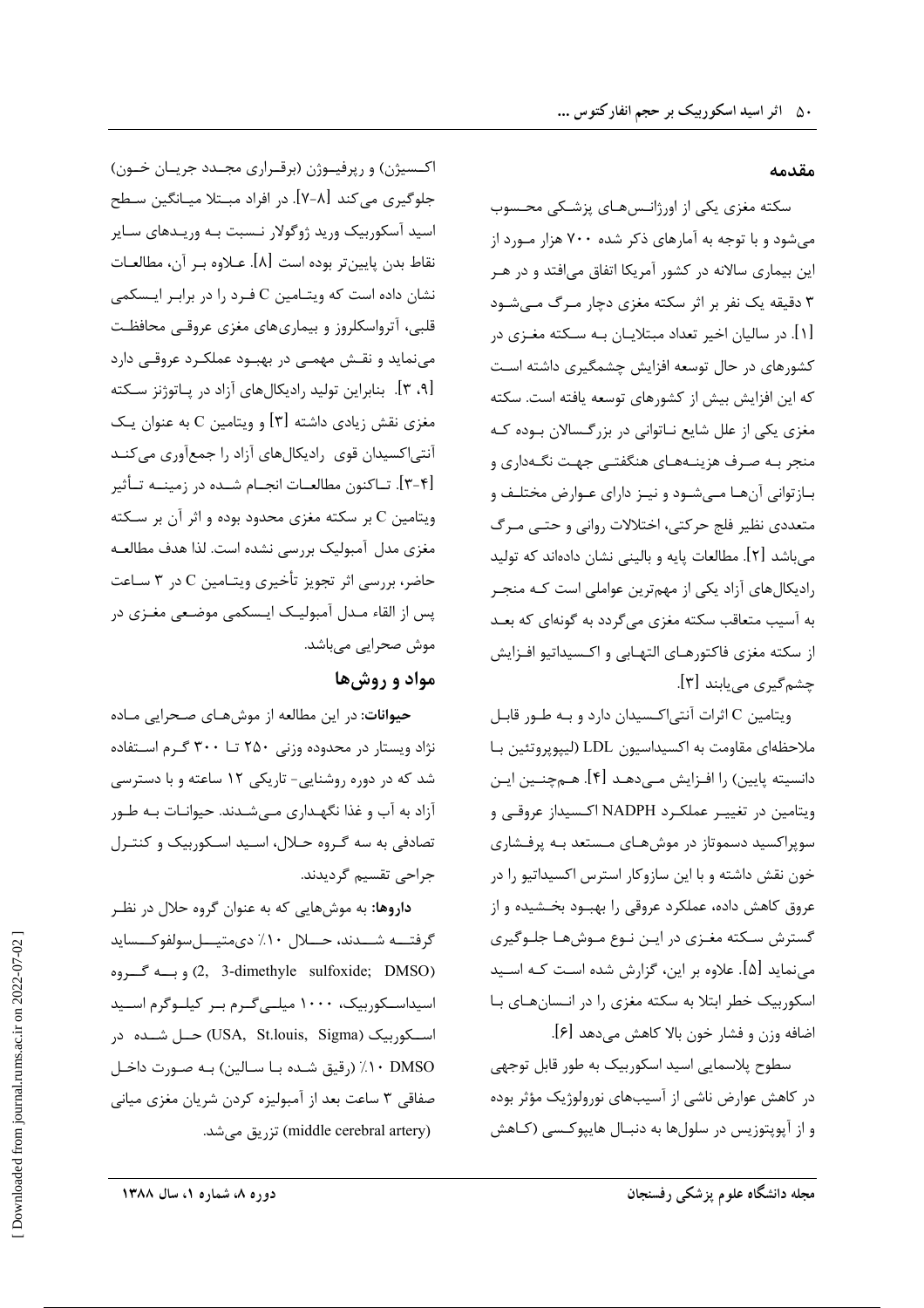## مقدمه

سکته مغزی یکی از اورژانس‌های پزشکی محسوب می‌شود و با توجه به آمارهای ذکر شده ۷۰۰ هزار مورد از این بیماری سالانه در کشور آمریکا اتفاق می‌افتد و در هر ۳ دقیقه یک نفر بر اثر سکته مغزی دچار مرگ می‌شود [۱]. در سالیان اخیر تعداد مبتلایان به سکته مغزی در کشورهای در حال توسعه افزایش چشمگیری داشته است که این افزایش بیش از کشورهای توسعه یافته است. سکته مغزی یکی از علل شایع ناتوانی در بزرگسالان بوده که منجر به صرف هزینه‌های هنگفتی جهت نگه‌داری و بازتوانی آن‌ها می‌شود و نیز دارای عوارض مختلف و متعددی نظیر فلج حرکتی، اختلالات روانی و حتی مرگ می‌باشد [۲]. مطالعات پایه و بالینی نشان داده‌اند که تولید رادیکال‌های آزاد یکی از مهم‌ترین عواملی است که منجر به آسیب متعاقب سکته مغزی می‌گردد به گونه‌ای که بعد از سکته مغزی فاکتورهای التهابی و اکسیداتیو افزایش چشم‌گیری می‌یابند [۳].

ویتامین C اثرات آنتی‌اکسیدان دارد و به طور قابل ملاحظه‌ای مقاومت به اکسیداسیون LDL (لیپوپروتئین با دانسیته پایین) را افزایش می‌دهد [۴]. هم‌چنین این ویتامین در تغییر عملکرد NADPH اکسیداز عروقی و سوپراکسید دسموتاز در موش‌های مستعد به پرفشاری خون نقش داشته و با این سازوکار استرس اکسیداتیو را در عروق کاهش داده، عملکرد عروقی را بهبود بخشیده و از گسترش سکته مغزی در این نوع موش‌ها جلوگیری می‌نماید [۵]. علاوه بر این، گزارش شده است که اسید اسکوربیک خطر ابتلا به سکته مغزی را در انسان‌های با اضافه وزن و فشار خون بالا کاهش می‌دهد [۶].

سطوح پلاسمایی اسید اسکوربیک به طور قابل توجهی در کاهش عوارض ناشی از آسیب‌های نورولوژیک مؤثر بوده و از آپوپتوزیس در سلول‌ها به دنبال هایپوکسی (کاهش اکسیژن) و رپرفیوژن (برقراری مجدد جریان خون) جلوگیری می‌کند [۸-۷]. در افراد مبتلا میانگین سطح اسید آسکوربیک ورید ژوگولار نسبت به وریدهای سایر نقاط بدن پایین‌تر بوده است [۸]. علاوه بر آن، مطالعات نشان داده است که ویتامین C فرد را در برابر ایسکمی قلبی، آترواسکلروز و بیماری‌های مغزی عروقی محافظت می‌نماید و نقش مهمی در بهبود عملکرد عروقی دارد [۹، ۳]. بنابراین تولید رادیکال‌های آزاد در پاتوژنز سکته مغزی نقش زیادی داشته [۳] و ویتامین C به عنوان یک آنتی‌اکسیدان قوی رادیکال‌های آزاد را جمع‌آوری می‌کند [۴-۳]. تاکنون مطالعات انجام شده در زمینه تأثیر ویتامین C بر سکته مغزی محدود بوده و اثر آن بر سکته مغزی مدل آمبولیک بررسی نشده است. لذا هدف مطالعه حاضر، بررسی اثر تجویز تأخیری ویتامین C در ۳ ساعت پس از القاء مدل آمبولیک ایسکمی موضعی مغزی در موش صحرایی می‌باشد.

## مواد و روش‌ها

**حیوانات:** در این مطالعه از موش‌های صحرایی ماده نژاد ویستار در محدوده وزنی ۲۵۰ تا ۳۰۰ گرم استفاده شد که در دوره روشنایی- تاریکی ۱۲ ساعته و با دسترسی آزاد به آب و غذا نگهداری می‌شدند. حیوانات به طور تصادفی به سه گروه حلال، اسید اسکوربیک و کنترل جراحی تقسیم گردیدند.

**داروها:** به موش‌هایی که به عنوان گروه حلال در نظر گرفته شدند، حلال ۱۰٪ دی‌متیل‌سولفوکساید (2, 3-dimethyle sulfoxide; DMSO) و به گروه اسیداسکوربیک، ۱۰۰۰ میلی‌گرم بر کیلوگرم اسید اسکوربیک (USA, St.louis, Sigma) حل شده در DMSO ۱۰٪ (رقیق شده با سالین) به صورت داخل صفاقی ۳ ساعت بعد از آمبولیزه کردن شریان مغزی میانی (middle cerebral artery) تزریق می‌شد.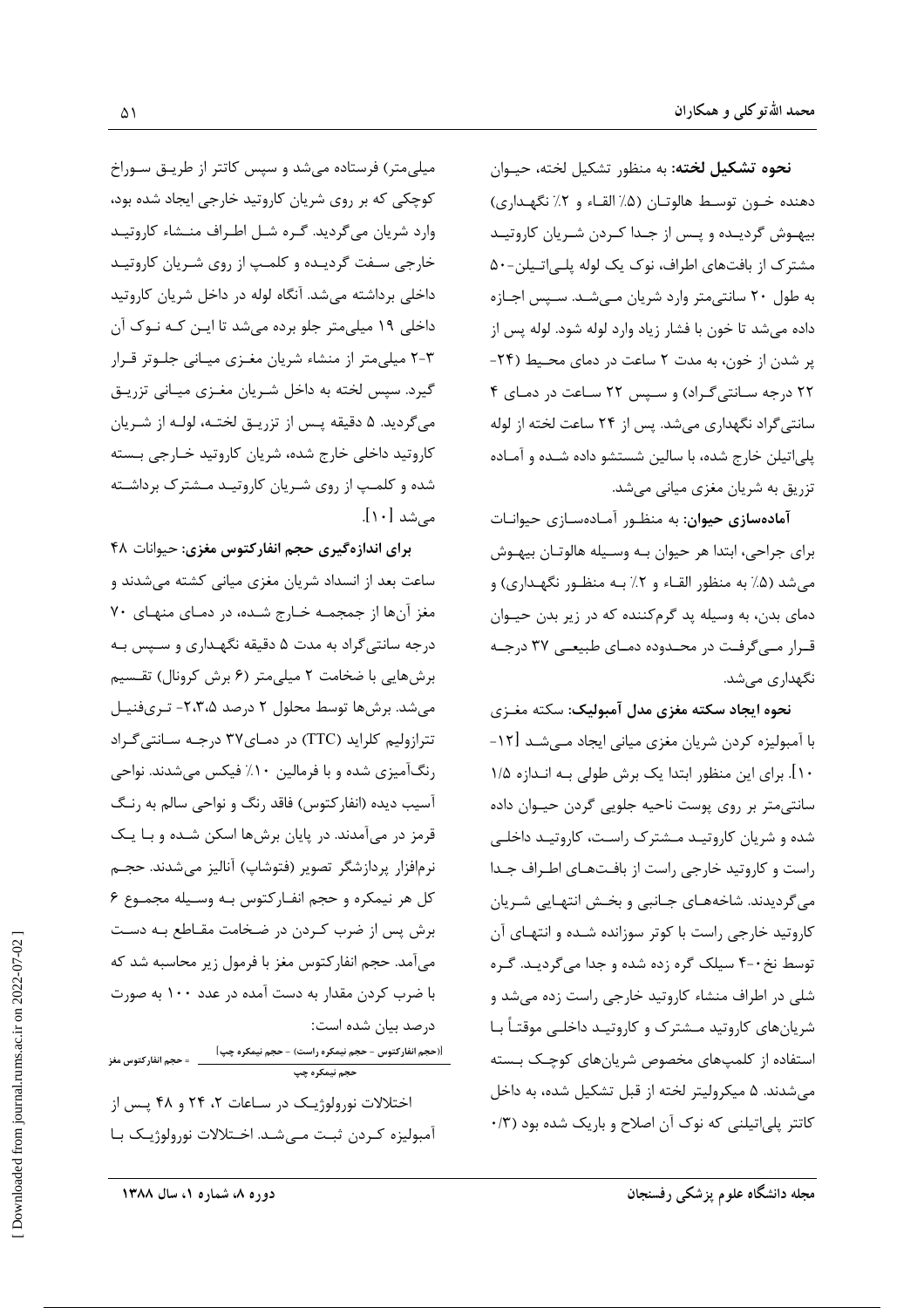**نحوه تشکیل لخته:** به منظور تشکیل لخته، حیوان دهنده خون توسط هالوتان (۵٪ القاء و ۲٪ نگهداری) بیهوش گردیده و پس از جدا کردن شریان کاروتید مشترک از بافت‌های اطراف، نوک یک لوله پلی‌اتیلن-۵۰ به طول ۲۰ سانتی‌متر وارد شریان می‌شد. سپس اجازه داده می‌شد تا خون با فشار زیاد وارد لوله شود. لوله پس از پر شدن از خون، به مدت ۲ ساعت در دمای محیط (۲۴-۲۲ درجه سانتی‌گراد) و سپس ۲۲ ساعت در دمای ۴ سانتی‌گراد نگهداری می‌شد. پس از ۲۴ ساعت لخته از لوله پلی‌اتیلن خارج شده، با سالین شستشو داده شده و آماده تزریق به شریان مغزی میانی می‌شد.

**آماده‌سازی حیوان:** به منظور آماده‌سازی حیوانات برای جراحی، ابتدا هر حیوان به وسیله هالوتان بیهوش می‌شد (۵٪ به منظور القاء و ۲٪ به منظور نگهداری) و دمای بدن، به وسیله پد گرم‌کننده که در زیر بدن حیوان قرار می‌گرفت در محدوده دمای طبیعی ۳۷ درجه نگهداری می‌شد.

**نحوه ایجاد سکته مغزی مدل آمبولیک:** سکته مغزی با آمبولیزه کردن شریان مغزی میانی ایجاد می‌شد [۱۲-۱۰]. برای این منظور ابتدا یک برش طولی به اندازه ۱/۵ سانتی‌متر بر روی پوست ناحیه جلویی گردن حیوان داده شده و شریان کاروتید مشترک راست، کاروتید داخلی راست و کاروتید خارجی راست از بافت‌های اطراف جدا می‌گردیدند. شاخه‌های جانبی و بخش انتهایی شریان کاروتید خارجی راست با کوتر سوزانده شده و انتهای آن توسط نخ ۰-۴ سیلک گره زده شده و جدا می‌گردید. گره شلی در اطراف منشاء کاروتید خارجی راست زده می‌شد و شریان‌های کاروتید مشترک و کاروتید داخلی موقتاً با استفاده از کلمپ‌های مخصوص شریان‌های کوچک بسته می‌شدند. ۵ میکرولیتر لخته از قبل تشکیل شده، به داخل کاتتر پلی‌اتیلنی که نوک آن اصلاح و باریک شده بود (۰/۳ میلی‌متر) فرستاده می‌شد و سپس کاتتر از طریق سوراخ کوچکی که بر روی شریان کاروتید خارجی ایجاد شده بود، وارد شریان می‌گردید. گره شل اطراف منشاء کاروتید خارجی سفت گردیده و کلمپ از روی شریان کاروتید داخلی برداشته می‌شد. آنگاه لوله در داخل شریان کاروتید داخلی ۱۹ میلی‌متر جلو برده می‌شد تا این که نوک آن ۳-۲ میلی‌متر از منشاء شریان مغزی میانی جلوتر قرار گیرد. سپس لخته به داخل شریان مغزی میانی تزریق می‌گردید. ۵ دقیقه پس از تزریق لخته، لوله از شریان کاروتید داخلی خارج شده، شریان کاروتید خارجی بسته شده و کلمپ از روی شریان کاروتید مشترک برداشته می‌شد [۱۰].

**برای اندازه‌گیری حجم انفارکتوس مغزی:** حیوانات ۴۸ ساعت بعد از انسداد شریان مغزی میانی کشته می‌شدند و مغز آن‌ها از جمجمه خارج شده، در دمای منهای ۷۰ درجه سانتی‌گراد به مدت ۵ دقیقه نگهداری و سپس به برش‌هایی با ضخامت ۲ میلی‌متر (۶ برش کورنال) تقسیم می‌شد. برش‌ها توسط محلول ۲ درصد ۲،۳،۵- تری‌فنیل تترازولیم کلراید (TTC) در دمای ۳۷ درجه سانتی‌گراد رنگ‌آمیزی شده و با فرمالین ۱۰٪ فیکس می‌شدند. نواحی آسیب دیده (انفارکتوس) فاقد رنگ و نواحی سالم به رنگ قرمز در می‌آمدند. در پایان برش‌ها اسکن شده و با یک نرم‌افزار پردازشگر تصویر (فتوشاپ) آنالیز می‌شدند. حجم کل هر نیمکره و حجم انفارکتوس به وسیله مجموع ۶ برش پس از ضرب کردن در ضخامت مقاطع به دست می‌آمد. حجم انفارکتوس مغز با فرمول زیر محاسبه شد که با ضرب کردن مقدار به دست آمده در عدد ۱۰۰ به صورت درصد بیان شده است:

$$\text{حجم انفارکتوس مغز} = \frac{\text{[(حجم انفارکتوس - حجم نیمکره راست) - حجم نیمکره چپ]}}{\text{حجم نیمکره چپ}}$$

اختلالات نورولوژیک در ساعات ۲، ۲۴ و ۴۸ پس از آمبولیزه کردن ثبت می‌شد. اختلالات نورولوژیک با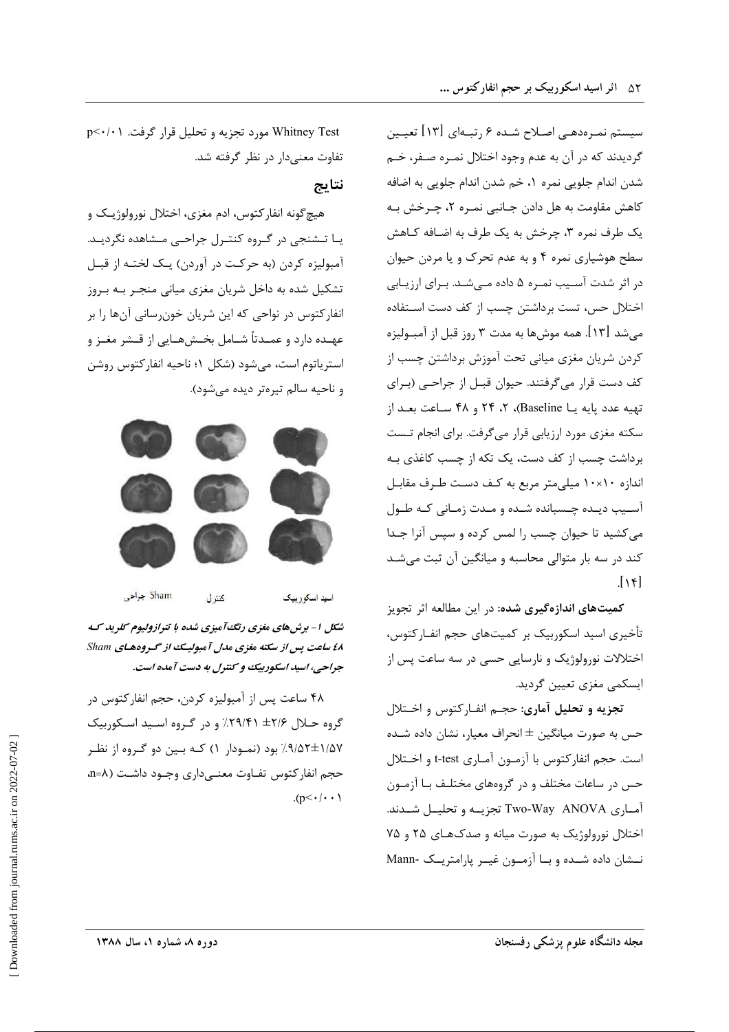سیستم نمره‌دهی اصلاح شده ۶ رتبه‌ای [۱۳] تعیین گردیدند که در آن به عدم وجود اختلال نمره صفر، خم شدن اندام جلویی نمره ۱، خم شدن اندام جلویی به اضافه کاهش مقاومت به هل دادن جانبی نمره ۲، چرخش به یک طرف نمره ۳، چرخش به یک طرف به اضافه کاهش سطح هوشیاری نمره ۴ و به عدم تحرک و یا مردن حیوان در اثر شدت آسیب نمره ۵ داده می‌شد. برای ارزیابی اختلال حس، تست برداشتن چسب از کف دست استفاده می‌شد [۱۳]. همه موش‌ها به مدت ۳ روز قبل از آمبولیزه کردن شریان مغزی میانی تحت آموزش برداشتن چسب از کف دست قرار می‌گرفتند. حیوان قبل از جراحی (برای تهیه عدد پایه یا Baseline)، ۲، ۲۴ و ۴۸ ساعت بعد از سکته مغزی مورد ارزیابی قرار می‌گرفت. برای انجام تست برداشت چسب از کف دست، یک تکه از چسب کاغذی به اندازه ۱۰×۱۰ میلی‌متر مربع به کف دست طرف مقابل آسیب دیده چسبانده شده و مدت زمانی که طول می‌کشید تا حیوان چسب را لمس کرده و سپس آنرا جدا کند در سه بار متوالی محاسبه و میانگین آن ثبت می‌شد [۱۴].

**کمیت‌های اندازه‌گیری شده:** در این مطالعه اثر تجویز تأخیری اسید اسکوربیک بر کمیت‌های حجم انفارکتوس، اختلالات نورولوژیک و نارسایی حسی در سه ساعت پس از ایسکمی مغزی تعیین گردید.

**تجزیه و تحلیل آماری:** حجم انفارکتوس و اختلال حس به صورت میانگین ± انحراف معیار، نشان داده شده است. حجم انفارکتوس با آزمون آماری t-test و اختلال حس در ساعات مختلف و در گروههای مختلف با آزمون آماری Two-Way ANOVA تجزیه و تحلیل شدند. اختلال نورولوژیک به صورت میانه و صدک‌های ۲۵ و ۷۵ نشان داده شده و با آزمون غیر پارامتریک Mann-Whitney Test مورد تجزیه و تحلیل قرار گرفت. $p<0.01$ تفاوت معنی‌دار در نظر گرفته شد.

## نتایج

هیچ‌گونه انفارکتوس، ادم مغزی، اختلال نورولوژیک و یا تشنجی در گروه کنترل جراحی مشاهده نگردید. آمبولیزه کردن (به حرکت در آوردن) یک لخته از قبل تشکیل شده به داخل شریان مغزی میانی منجر به بروز انفارکتوس در نواحی که این شریان خون‌رسانی آن‌ها را بر عهده دارد و عمدتاً شامل بخش‌هایی از قشر مغز و استریاتوم است، می‌شود (شکل ۱؛ ناحیه انفارکتوس روشن و ناحیه سالم تیره‌تر دیده می‌شود).

اسید اسکوربیک کنترل Sham جراحی

***شکل ۱- برش‌های مغزی رنگ‌آمیزی شده با تترازولیوم کلرید که ۴۸ ساعت پس از سکته مغزی مدل آمبولیک از گروه‌های Sham جراحی، اسید اسکوربیک و کنترل به دست آمده است.***

۴۸ ساعت پس از آمبولیزه کردن، حجم انفارکتوس در گروه حلال ۲/۶ ±۲۹/۴۱٪ و در گروه اسید اسکوربیک ۱/۵۷±۹/۵۲٪ بود (نمودار ۱) که بین دو گروه از نظر حجم انفارکتوس تفاوت معنی‌داری وجود داشت (n=۸، $p<0.001$).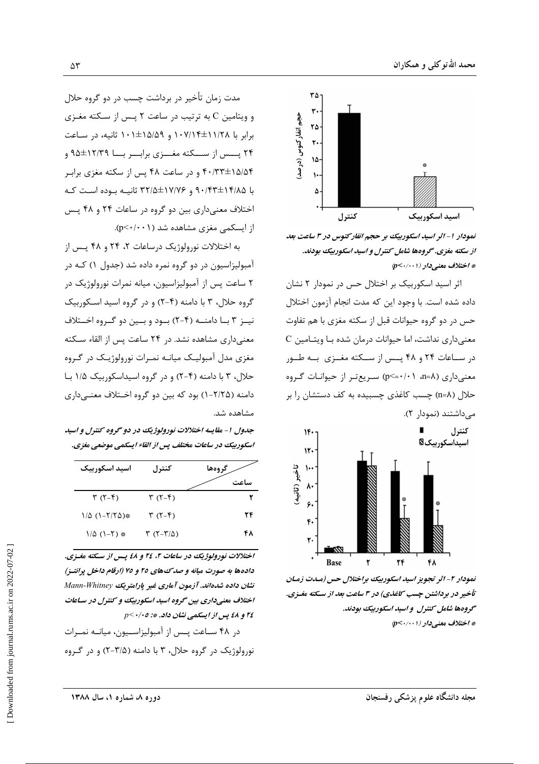۳۵
۳۰
۲۵
۲۰
۱۵
۱۰
۵
۰
حجم انفارکتوس (درصد)
*
کنترل
اسید اسکوربیک

***نمودار ۱- اثر اسید اسکوربیک بر حجم انفارکتوس در ۳ ساعت بعد از سکته مغزی. گروه‌ها شامل کنترل و اسید اسکوربیک بودند.***
*** اختلاف معنی‌دار ($p<0/001$)***

اثر اسید اسکوربیک بر اختلال حس در نمودار ۲ نشان داده شده است. با وجود این که مدت انجام آزمون اختلال حس در دو گروه حیوانات قبل از سکته مغزی با هم تفاوت معنی‌داری نداشت، اما حیوانات درمان شده با ویتامین C در ساعات ۲۴ و ۴۸ پس از سکته مغزی به طور معنی‌داری (n=۸، $p<=0/01$) سریع‌تر از حیوانات گروه حلال (n=۸) چسب کاغذی چسبیده به کف دستشان را بر می‌داشتند (نمودار ۲).

۱۴۰
۱۲۰
۱۰۰
۸۰
۶۰
۴۰
۲۰
۰
تأخیر (ثانیه)
کنترل
اسیداسکوربیک
*
*
Base
۲
۲۴
۴۸

***نمودار ۲- اثر تجویز اسید اسکوربیک براختلال حس (مدت زمان تأخیر در برداشتن چسب کاغذی) در ۳ ساعت بعد از سکته مغزی. گروه‌ها شامل کنترل و اسید اسکوربیک بودند.***
*** اختلاف معنی‌دار ($p<0/001$)***

مدت زمان تأخیر در برداشت چسب در دو گروه حلال و ویتامین C به ترتیب در ساعت ۲ پس از سکته مغزی برابر با ۱۱/۲۸±۱۰۷/۱۴ و ۱۵/۵۹±۱۰۱ ثانیه، در ساعت ۲۴ پس از سکته مغزی برابر با ۱۲/۳۹±۹۵ و ۱۵/۵۴±۴۰/۳۳ و در ساعت ۴۸ پس از سکته مغزی برابر با ۱۴/۸۵±۹۰/۴۳ و ۱۷/۷۶±۳۲/۵ ثانیه بوده است که اختلاف معنی‌داری بین دو گروه در ساعات ۲۴ و ۴۸ پس از ایسکمی مغزی مشاهده شد ($p<0/001$).

به اختلالات نورولوژیک درساعات ۲، ۲۴ و ۴۸ پس از آمبولیزاسیون در دو گروه نمره داده شد (جدول ۱) که در ۲ ساعت پس از آمبولیزاسیون، میانه نمرات نورولوژیک در گروه حلال، ۳ با دامنه (۴-۲) و در گروه اسید اسکوربیک نیز ۳ با دامنه (۴-۲) بود و بین دو گروه اختلاف معنی‌داری مشاهده نشد. در ۲۴ ساعت پس از القاء سکته مغزی مدل آمبولیک میانه نمرات نورولوژیک در گروه حلال، ۳ با دامنه (۴-۲) و در گروه اسیداسکوربیک ۱/۵ با دامنه (۲/۲۵-۱) بود که بین دو گروه اختلاف معنی‌داری مشاهده شد.

***جدول ۱- مقایسه اختلالات نورولوژیک در دو گروه کنترل و اسید اسکوربیک در ساعات مختلف پس از القاء ایسکمی موضعی مغزی.***

| گروه‌ها / ساعت | کنترل | اسید اسکوربیک |
|---|---|---|
| ۲ | ۳ (۴-۲) | ۳ (۴-۲) |
| ۲۴ | ۳ (۴-۲) | *۱/۵ (۲/۲۵-۱) |
| ۴۸ | ۳ (۳/۵-۲) | * ۱/۵ (۲-۱) |

***اختلالات نورولوژیک در ساعات ۲، ۲۴ و ۴۸ پس از سکته مغزی. داده‌ها به صورت میانه و صدک‌های ۲۵ و ۷۵ (ارقام داخل پرانتز) نشان داده شده‌اند. آزمون آماری غیر پارامتریک Mann-Whitney اختلاف معنی‌داری بین گروه اسید اسکوربیک و کنترل در ساعات ۲۴ و ۴۸ پس از ایسکمی نشان داد. *: $p<0/05$***

در ۴۸ ساعت پس از آمبولیزاسیون، میانه نمرات نورولوژیک در گروه حلال، ۳ با دامنه (۳/۵-۲) و در گروه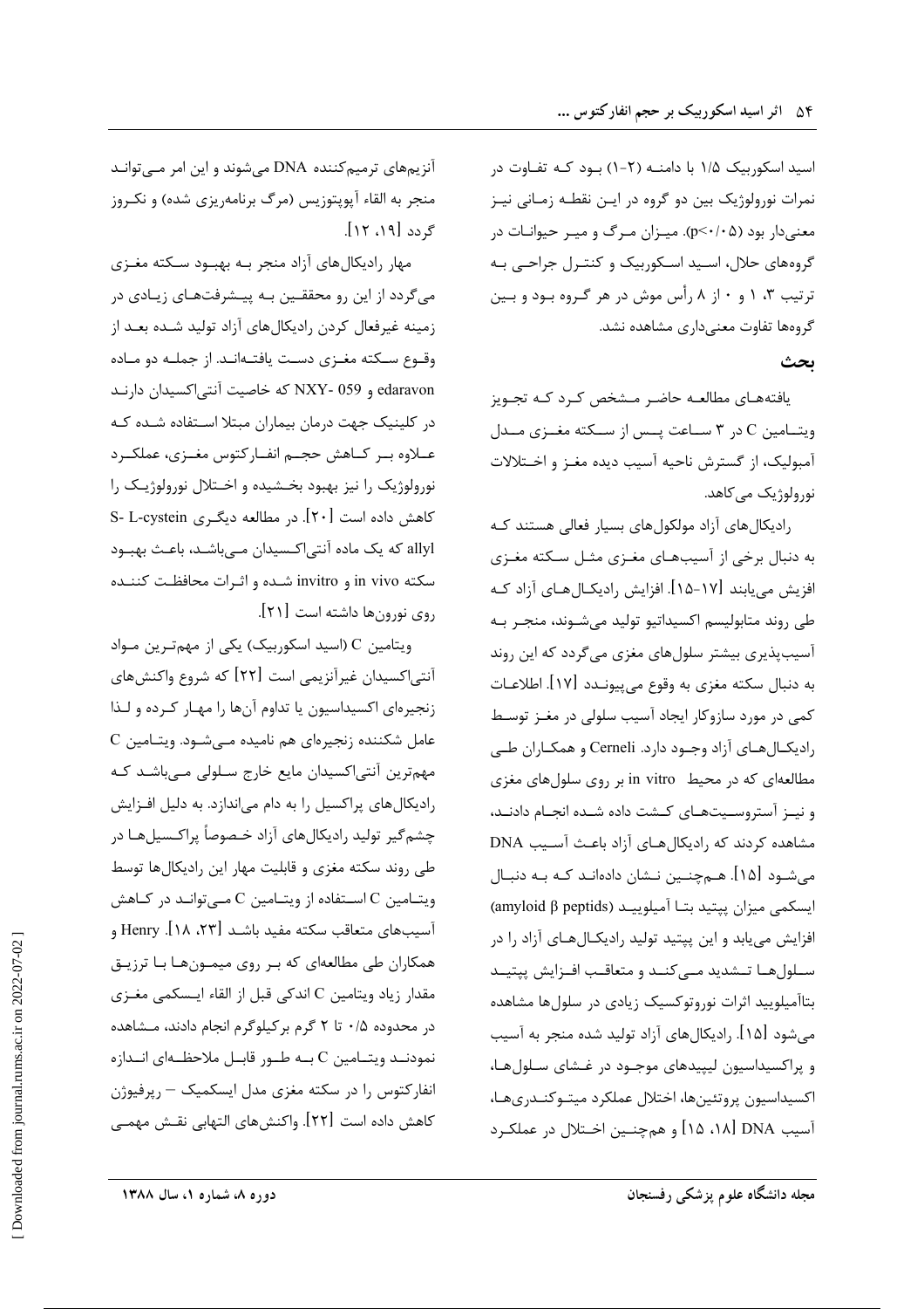اسید اسکوربیک ۱/۵ با دامنه (۲-۱) بود که تفاوت در نمرات نورولوژیک بین دو گروه در این نقطه زمانی نیز معنی‌دار بود (p<۰/۰۵). میزان مرگ و میر حیوانات در گروه‌های حلال، اسید اسکوربیک و کنترل جراحی به ترتیب ۳، ۱ و ۰ از ۸ رأس موش در هر گروه بود و بین گروه‌ها تفاوت معنی‌داری مشاهده نشد.

## بحث

یافته‌های مطالعه حاضر مشخص کرد که تجویز ویتامین C در ۳ ساعت پس از سکته مغزی مدل آمبولیک، از گسترش ناحیه آسیب دیده مغز و اختلالات نورولوژیک می‌کاهد.

رادیکال‌های آزاد مولکول‌های بسیار فعالی هستند که به دنبال برخی از آسیب‌های مغزی مثل سکته مغزی افزیش می‌یابند [۱۷-۱۵]. افزایش رادیکال‌های آزاد که طی روند متابولیسم اکسیداتیو تولید می‌شوند، منجر به آسیب‌پذیری بیشتر سلول‌های مغزی می‌گردد که این روند به دنبال سکته مغزی به وقوع می‌پیوندد [۱۷]. اطلاعات کمی در مورد سازوکار ایجاد آسیب سلولی در مغز توسط رادیکال‌های آزاد وجود دارد. Cerneli و همکاران طی مطالعه‌ای که در محیط in vitro بر روی سلول‌های مغزی و نیز آستروسیت‌های کشت داده شده انجام دادند، مشاهده کردند که رادیکال‌های آزاد باعث آسیب DNA می‌شود [۱۵]. هم‌چنین نشان داده‌اند که به دنبال ایسکمی میزان پپتید بتا آمیلویید (amyloid β peptids) افزایش می‌یابد و این پپتید تولید رادیکال‌های آزاد را در سلول‌ها تشدید می‌کند و متعاقب افزایش پپتید بتاآمیلویید اثرات نوروتوکسیک زیادی در سلول‌ها مشاهده می‌شود [۱۵]. رادیکال‌های آزاد تولید شده منجر به آسیب و پراکسیداسیون لیپیدهای موجود در غشای سلول‌ها، اکسیداسیون پروتئین‌ها، اختلال عملکرد میتوکندری‌ها، آسیب DNA [۱۸، ۱۵] و هم‌چنین اختلال در عملکرد آنزیم‌های ترمیم‌کننده DNA می‌شوند و این امر می‌تواند منجر به القاء آپوپتوزیس (مرگ برنامه‌ریزی شده) و نکروز گردد [۱۹، ۱۲].

مهار رادیکال‌های آزاد منجر به بهبود سکته مغزی می‌گردد از این رو محققین به پیشرفت‌های زیادی در زمینه غیرفعال کردن رادیکال‌های آزاد تولید شده بعد از وقوع سکته مغزی دست یافته‌اند. از جمله دو ماده edaravon و NXY- 059 که خاصیت آنتی‌اکسیدان دارند در کلینیک جهت درمان بیماران مبتلا استفاده شده که علاوه بر کاهش حجم انفارکتوس مغزی، عملکرد نورولوژیک را نیز بهبود بخشیده و اختلال نورولوژیک را کاهش داده است [۲۰]. در مطالعه دیگری S- L-cystein allyl که یک ماده آنتی‌اکسیدان می‌باشد، باعث بهبود سکته in vivo و invitro شده و اثرات محافظت کننده روی نورون‌ها داشته است [۲۱].

ویتامین C (اسید اسکوربیک) یکی از مهم‌ترین مواد آنتی‌اکسیدان غیرآنزیمی است [۲۲] که شروع واکنش‌های زنجیره‌ای اکسیداسیون یا تداوم آن‌ها را مهار کرده و لذا عامل شکننده زنجیره‌ای هم نامیده می‌شود. ویتامین C مهم‌ترین آنتی‌اکسیدان مایع خارج سلولی می‌باشد که رادیکال‌های پراکسیل را به دام می‌اندازد. به دلیل افزایش چشم‌گیر تولید رادیکال‌های آزاد خصوصاً پراکسیل‌ها در طی روند سکته مغزی و قابلیت مهار این رادیکال‌ها توسط ویتامین C استفاده از ویتامین C می‌تواند در کاهش آسیب‌های متعاقب سکته مفید باشد [۲۳، ۱۸]. Henry و همکاران طی مطالعه‌ای که بر روی میمون‌ها با تزریق مقدار زیاد ویتامین C اندکی قبل از القاء ایسکمی مغزی در محدوده ۰/۵ تا ۲ گرم برکیلوگرم انجام دادند، مشاهده نمودند ویتامین C به طور قابل ملاحظه‌ای اندازه انفارکتوس را در سکته مغزی مدل ایسکمیک – رپرفیوژن کاهش داده است [۲۲]. واکنش‌های التهابی نقش مهمی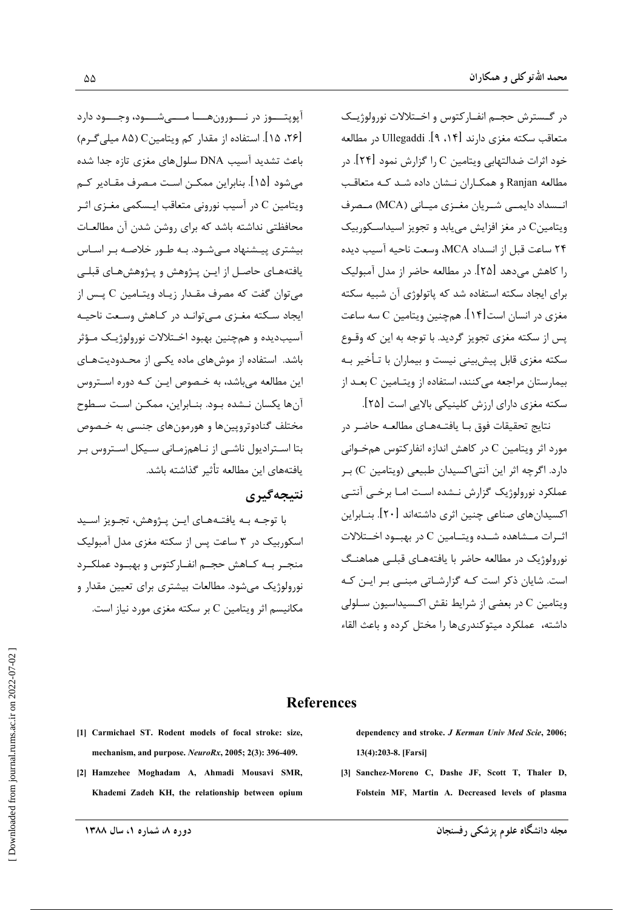در گسترش حجم انفارکتوس و اختلالات نورولوژیک متعاقب سکته مغزی دارند [۱۴، ۹]. Ullegaddi در مطالعه خود اثرات ضدالتهابی ویتامین C را گزارش نمود [۲۴]. در مطالعه Ranjan و همکاران نشان داده شد که متعاقب انسداد دایمی شریان مغزی میانی (MCA) مصرف ویتامینC در مغز افزایش می‌یابد و تجویز اسیداسکوربیک ۲۴ ساعت قبل از انسداد MCA، وسعت ناحیه آسیب دیده را کاهش می‌دهد [۲۵]. در مطالعه حاضر از مدل آمبولیک برای ایجاد سکته استفاده شد که پاتولوژی آن شبیه سکته مغزی در انسان است[۱۴]. همچنین ویتامین C سه ساعت پس از سکته مغزی تجویز گردید. با توجه به این که وقوع سکته مغزی قابل پیش‌بینی نیست و بیماران با تأخیر به بیمارستان مراجعه می‌کنند، استفاده از ویتامین C بعد از سکته مغزی دارای ارزش کلینیکی بالایی است [۲۵].

نتایج تحقیقات فوق با یافته‌های مطالعه حاضر در مورد اثر ویتامین C در کاهش اندازه انفارکتوس همخوانی دارد. اگرچه اثر این آنتی‌اکسیدان طبیعی (ویتامین C) بر عملکرد نورولوژیک گزارش نشده است اما برخی آنتی اکسیدان‌های صناعی چنین اثری داشته‌اند [۲۰]. بنابراین اثرات مشاهده شده ویتامین C در بهبود اختلالات نورولوژیک در مطالعه حاضر با یافته‌های قبلی هماهنگ است. شایان ذکر است که گزارشاتی مبنی بر این که ویتامین C در بعضی از شرایط نقش اکسیداسیون سلولی داشته، عملکرد میتوکندری‌ها را مختل کرده و باعث القاء آپوپتوز در نورون‌ها می‌شود، وجود دارد [۲۶، ۱۵]. استفاده از مقدار کم ویتامینC (۸۵ میلی‌گرم) باعث تشدید آسیب DNA سلول‌های مغزی تازه جدا شده می‌شود [۱۵]. بنابراین ممکن است مصرف مقادیر کم ویتامین C در آسیب نورونی متعاقب ایسکمی مغزی اثر محافظتی نداشته باشد که برای روشن شدن آن مطالعات بیشتری پیشنهاد می‌شود. به طور خلاصه بر اساس یافته‌های حاصل از این پژوهش و پژوهش‌های قبلی می‌توان گفت که مصرف مقدار زیاد ویتامین C پس از ایجاد سکته مغزی می‌تواند در کاهش وسعت ناحیه آسیب‌دیده و همچنین بهبود اختلالات نورولوژیک مؤثر باشد. استفاده از موش‌های ماده یکی از محدودیت‌های این مطالعه می‌باشد، به خصوص این که دوره استروس آن‌ها یکسان نشده بود. بنابراین، ممکن است سطوح مختلف گنادوتروپین‌ها و هورمون‌های جنسی به خصوص بتا استرادیول ناشی از ناهمزمانی سیکل استروس بر یافته‌های این مطالعه تأثیر گذاشته باشد.

## نتیجه‌گیری

با توجه به یافته‌های این پژوهش، تجویز اسید اسکوربیک در ۳ ساعت پس از سکته مغزی مدل آمبولیک منجر به کاهش حجم انفارکتوس و بهبود عملکرد نورولوژیک می‌شود. مطالعات بیشتری برای تعیین مقدار و مکانیسم اثر ویتامین C بر سکته مغزی مورد نیاز است.

## References

**[1] Carmichael ST. Rodent models of focal stroke: size, mechanism, and purpose. *NeuroRx*, 2005; 2(3): 396-409.**

**[2] Hamzehee Moghadam A, Ahmadi Mousavi SMR, Khademi Zadeh KH, the relationship between opium dependency and stroke. *J Kerman Univ Med Scie*, 2006; 13(4):203-8. [Farsi]**

**[3] Sanchez-Moreno C, Dashe JF, Scott T, Thaler D, Folstein MF, Martin A. Decreased levels of plasma**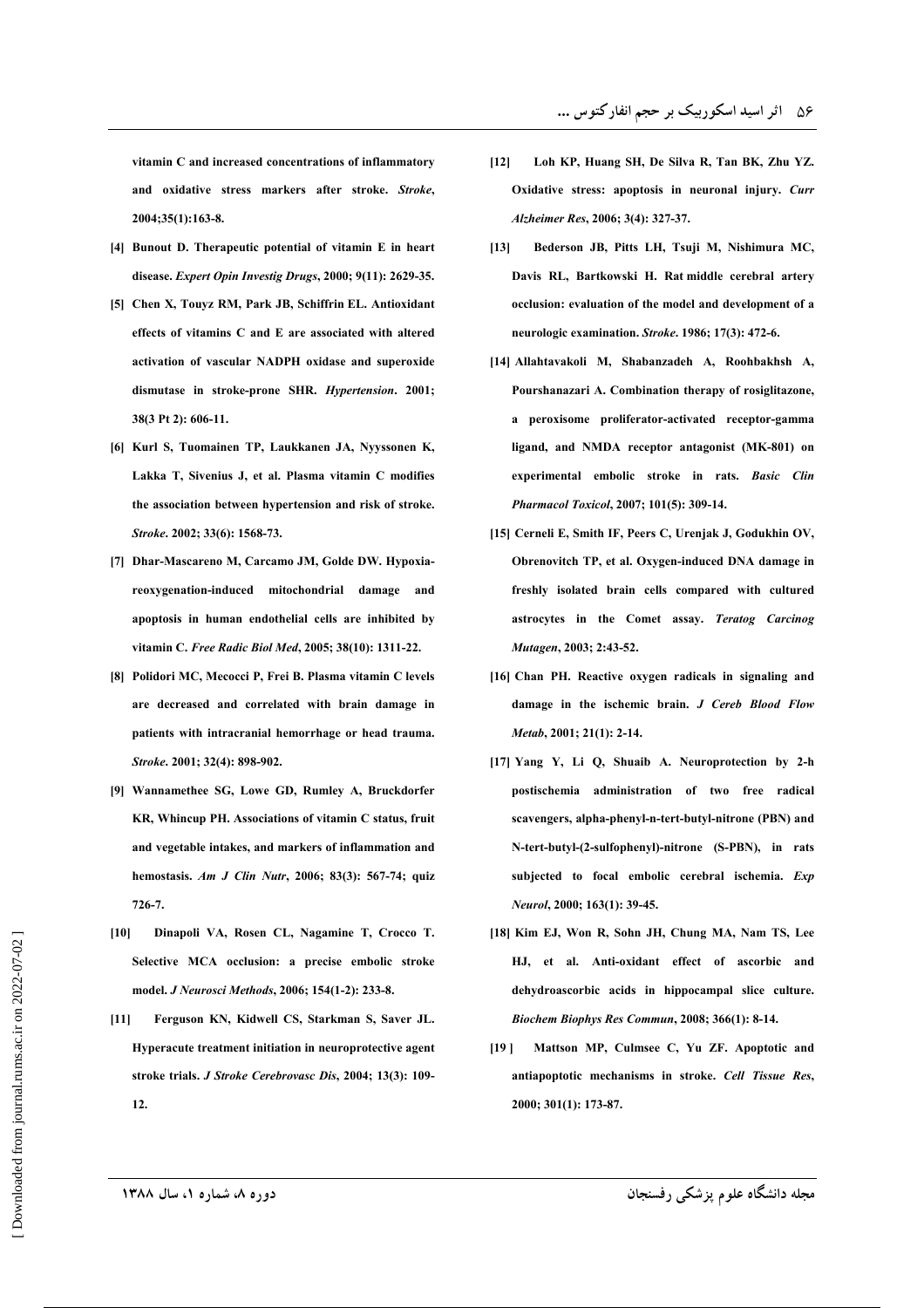vitamin C and increased concentrations of inflammatory and oxidative stress markers after stroke. *Stroke*, 2004;35(1):163-8.

[4] Bunout D. Therapeutic potential of vitamin E in heart disease. *Expert Opin Investig Drugs*, 2000; 9(11): 2629-35.

[5] Chen X, Touyz RM, Park JB, Schiffrin EL. Antioxidant effects of vitamins C and E are associated with altered activation of vascular NADPH oxidase and superoxide dismutase in stroke-prone SHR. *Hypertension*. 2001; 38(3 Pt 2): 606-11.

[6] Kurl S, Tuomainen TP, Laukkanen JA, Nyyssonen K, Lakka T, Sivenius J, et al. Plasma vitamin C modifies the association between hypertension and risk of stroke. *Stroke*. 2002; 33(6): 1568-73.

[7] Dhar-Mascareno M, Carcamo JM, Golde DW. Hypoxia-reoxygenation-induced mitochondrial damage and apoptosis in human endothelial cells are inhibited by vitamin C. *Free Radic Biol Med*, 2005; 38(10): 1311-22.

[8] Polidori MC, Mecocci P, Frei B. Plasma vitamin C levels are decreased and correlated with brain damage in patients with intracranial hemorrhage or head trauma. *Stroke*. 2001; 32(4): 898-902.

[9] Wannamethee SG, Lowe GD, Rumley A, Bruckdorfer KR, Whincup PH. Associations of vitamin C status, fruit and vegetable intakes, and markers of inflammation and hemostasis. *Am J Clin Nutr*, 2006; 83(3): 567-74; quiz 726-7.

[10] Dinapoli VA, Rosen CL, Nagamine T, Crocco T. Selective MCA occlusion: a precise embolic stroke model. *J Neurosci Methods*, 2006; 154(1-2): 233-8.

[11] Ferguson KN, Kidwell CS, Starkman S, Saver JL. Hyperacute treatment initiation in neuroprotective agent stroke trials. *J Stroke Cerebrovasc Dis*, 2004; 13(3): 109-12.

[12] Loh KP, Huang SH, De Silva R, Tan BK, Zhu YZ. Oxidative stress: apoptosis in neuronal injury. *Curr Alzheimer Res*, 2006; 3(4): 327-37.

[13] Bederson JB, Pitts LH, Tsuji M, Nishimura MC, Davis RL, Bartkowski H. Rat middle cerebral artery occlusion: evaluation of the model and development of a neurologic examination. *Stroke*. 1986; 17(3): 472-6.

[14] Allahtavakoli M, Shabanzadeh A, Roohbakhsh A, Pourshanazari A. Combination therapy of rosiglitazone, a peroxisome proliferator-activated receptor-gamma ligand, and NMDA receptor antagonist (MK-801) on experimental embolic stroke in rats. *Basic Clin Pharmacol Toxicol*, 2007; 101(5): 309-14.

[15] Cerneli E, Smith IF, Peers C, Urenjak J, Godukhin OV, Obrenovitch TP, et al. Oxygen-induced DNA damage in freshly isolated brain cells compared with cultured astrocytes in the Comet assay. *Teratog Carcinog Mutagen*, 2003; 2:43-52.

[16] Chan PH. Reactive oxygen radicals in signaling and damage in the ischemic brain. *J Cereb Blood Flow Metab*, 2001; 21(1): 2-14.

[17] Yang Y, Li Q, Shuaib A. Neuroprotection by 2-h postischemia administration of two free radical scavengers, alpha-phenyl-n-tert-butyl-nitrone (PBN) and N-tert-butyl-(2-sulfophenyl)-nitrone (S-PBN), in rats subjected to focal embolic cerebral ischemia. *Exp Neurol*, 2000; 163(1): 39-45.

[18] Kim EJ, Won R, Sohn JH, Chung MA, Nam TS, Lee HJ, et al. Anti-oxidant effect of ascorbic and dehydroascorbic acids in hippocampal slice culture. *Biochem Biophys Res Commun*, 2008; 366(1): 8-14.

[19] Mattson MP, Culmsee C, Yu ZF. Apoptotic and antiapoptotic mechanisms in stroke. *Cell Tissue Res*, 2000; 301(1): 173-87.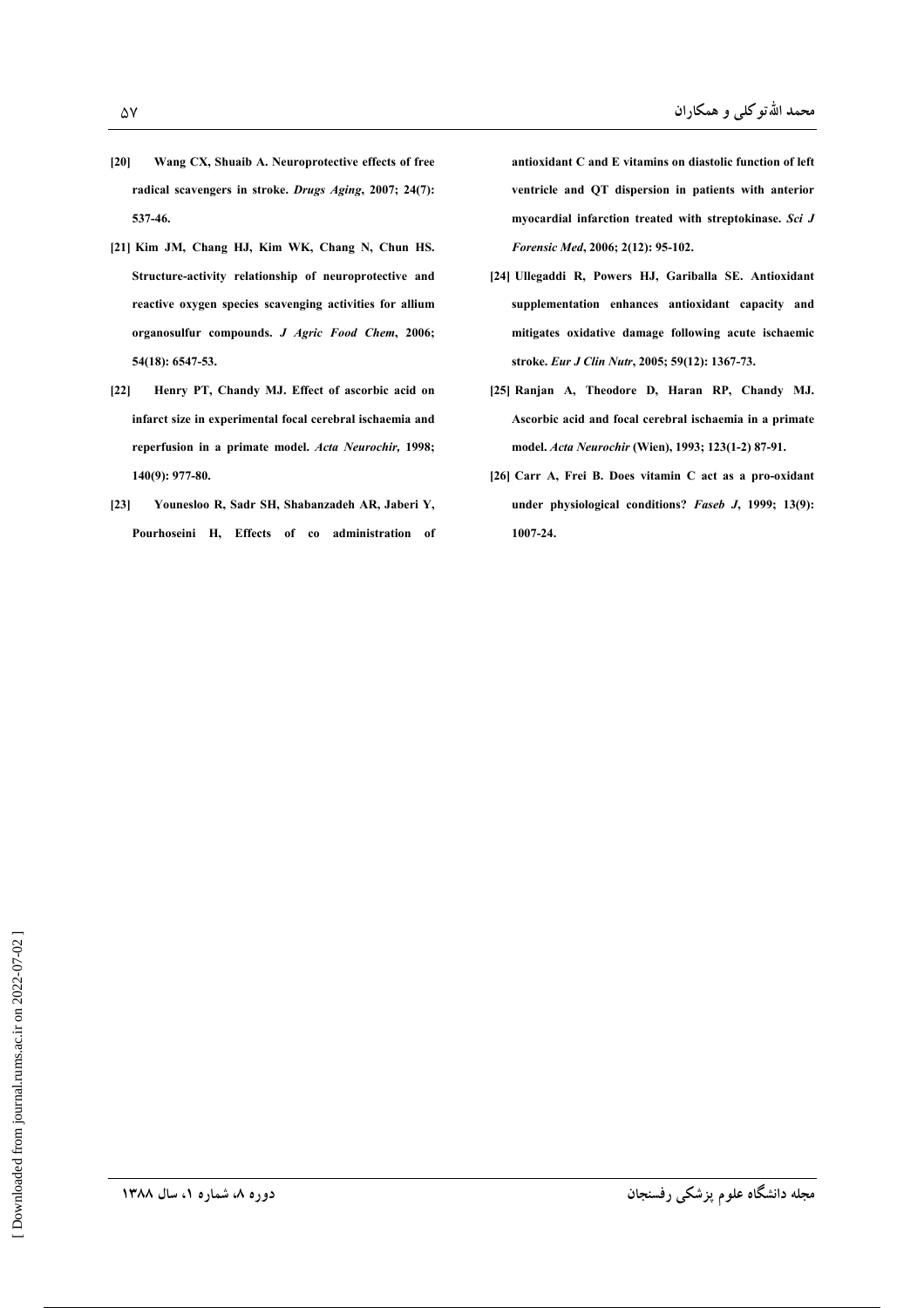[20] Wang CX, Shuaib A. Neuroprotective effects of free radical scavengers in stroke. *Drugs Aging*, 2007; 24(7): 537-46.

[21] Kim JM, Chang HJ, Kim WK, Chang N, Chun HS. Structure-activity relationship of neuroprotective and reactive oxygen species scavenging activities for allium organosulfur compounds. *J Agric Food Chem*, 2006; 54(18): 6547-53.

[22] Henry PT, Chandy MJ. Effect of ascorbic acid on infarct size in experimental focal cerebral ischaemia and reperfusion in a primate model. *Acta Neurochir,* 1998; 140(9): 977-80.

[23] Younesloo R, Sadr SH, Shabanzadeh AR, Jaberi Y, Pourhoseini H, Effects of co administration of antioxidant C and E vitamins on diastolic function of left ventricle and QT dispersion in patients with anterior myocardial infarction treated with streptokinase. *Sci J Forensic Med*, 2006; 2(12): 95-102.

[24] Ullegaddi R, Powers HJ, Gariballa SE. Antioxidant supplementation enhances antioxidant capacity and mitigates oxidative damage following acute ischaemic stroke. *Eur J Clin Nutr*, 2005; 59(12): 1367-73.

[25] Ranjan A, Theodore D, Haran RP, Chandy MJ. Ascorbic acid and focal cerebral ischaemia in a primate model. *Acta Neurochir* (Wien), 1993; 123(1-2) 87-91.

[26] Carr A, Frei B. Does vitamin C act as a pro-oxidant under physiological conditions? *Faseb J*, 1999; 13(9): 1007-24.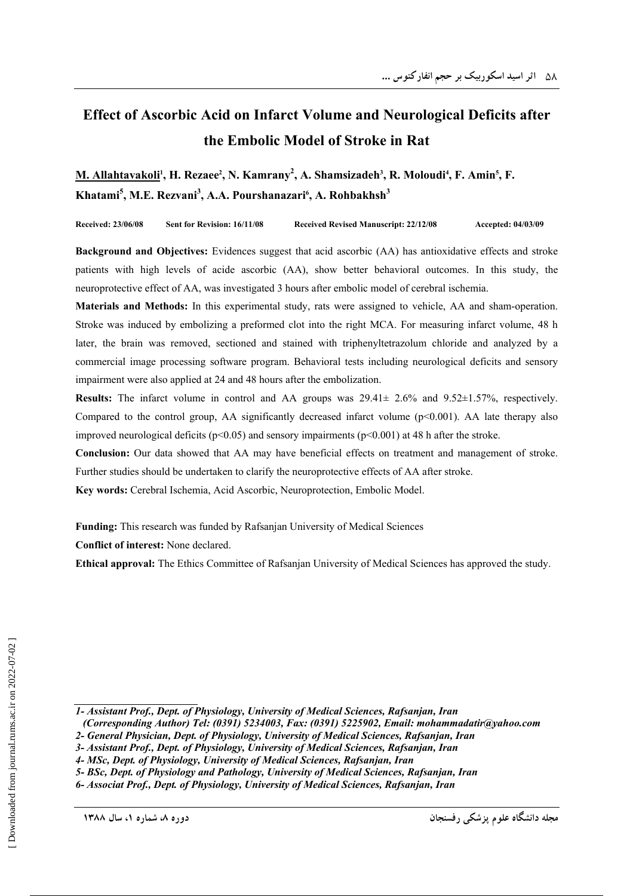# Effect of Ascorbic Acid on Infarct Volume and Neurological Deficits after the Embolic Model of Stroke in Rat

**M. Allahtavakoli[1], H. Rezaee[2], N. Kamrany[2], A. Shamsizadeh[3], R. Moloudi[4], F. Amin[5], F. Khatami[5], M.E. Rezvani[3], A.A. Pourshanazari[6], A. Rohbakhsh[3]**

**Received: 23/06/08 Sent for Revision: 16/11/08 Received Revised Manuscript: 22/12/08 Accepted: 04/03/09**

**Background and Objectives:** Evidences suggest that acid ascorbic (AA) has antioxidative effects and stroke patients with high levels of acide ascorbic (AA), show better behavioral outcomes. In this study, the neuroprotective effect of AA, was investigated 3 hours after embolic model of cerebral ischemia.

**Materials and Methods:** In this experimental study, rats were assigned to vehicle, AA and sham-operation. Stroke was induced by embolizing a preformed clot into the right MCA. For measuring infarct volume, 48 h later, the brain was removed, sectioned and stained with triphenyltetrazolum chloride and analyzed by a commercial image processing software program. Behavioral tests including neurological deficits and sensory impairment were also applied at 24 and 48 hours after the embolization.

**Results:** The infarct volume in control and AA groups was 29.41± 2.6% and 9.52±1.57%, respectively. Compared to the control group, AA significantly decreased infarct volume ($p<0.001$). AA late therapy also improved neurological deficits ($p<0.05$) and sensory impairments ($p<0.001$) at 48 h after the stroke.

**Conclusion:** Our data showed that AA may have beneficial effects on treatment and management of stroke. Further studies should be undertaken to clarify the neuroprotective effects of AA after stroke.

**Key words:** Cerebral Ischemia, Acid Ascorbic, Neuroprotection, Embolic Model.

**Funding:** This research was funded by Rafsanjan University of Medical Sciences

**Conflict of interest:** None declared.

**Ethical approval:** The Ethics Committee of Rafsanjan University of Medical Sciences has approved the study.

---

*1- Assistant Prof., Dept. of Physiology, University of Medical Sciences, Rafsanjan, Iran*
*(Corresponding Author) Tel: (0391) 5234003, Fax: (0391) 5225902, Email: mohammadatir@yahoo.com*
*2- General Physician, Dept. of Physiology, University of Medical Sciences, Rafsanjan, Iran*
*3- Assistant Prof., Dept. of Physiology, University of Medical Sciences, Rafsanjan, Iran*
*4- MSc, Dept. of Physiology, University of Medical Sciences, Rafsanjan, Iran*
*5- BSc, Dept. of Physiology and Pathology, University of Medical Sciences, Rafsanjan, Iran*
*6- Associat Prof., Dept. of Physiology, University of Medical Sciences, Rafsanjan, Iran*